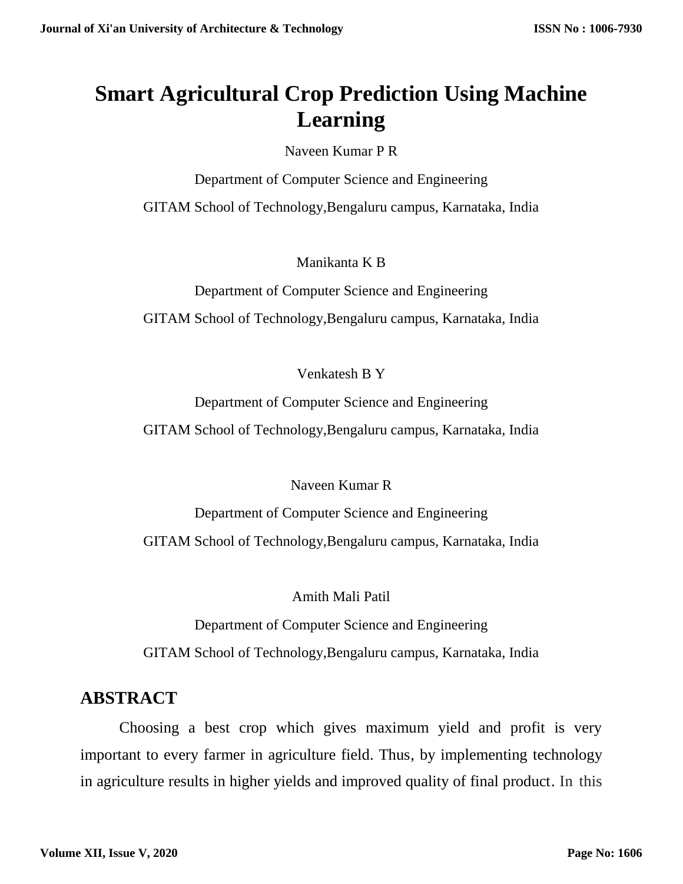# Smart Agricultural Crop Prediction Using Machine Learning

Naveen Kumar P R

Department of Computer Science and Engineering

GITAM School of Technology,Bengaluru campus, Karnataka, India

Manikanta K B

Department of Computer Science and Engineering

GITAM School of Technology,Bengaluru campus, Karnataka, India

Venkatesh B Y

Department of Computer Science and Engineering

GITAM School of Technology,Bengaluru campus, Karnataka, India

Naveen Kumar R

Department of Computer Science and Engineering

GITAM School of Technology,Bengaluru campus, Karnataka, India

Amith Mali Patil

Department of Computer Science and Engineering

GITAM School of Technology,Bengaluru campus, Karnataka, India

## ABSTRACT

Choosing a best crop which gives maximum yield and profit is very important to every farmer in agriculture field. Thus, by implementing technology in agriculture results in higher yields and improved quality of final product. In this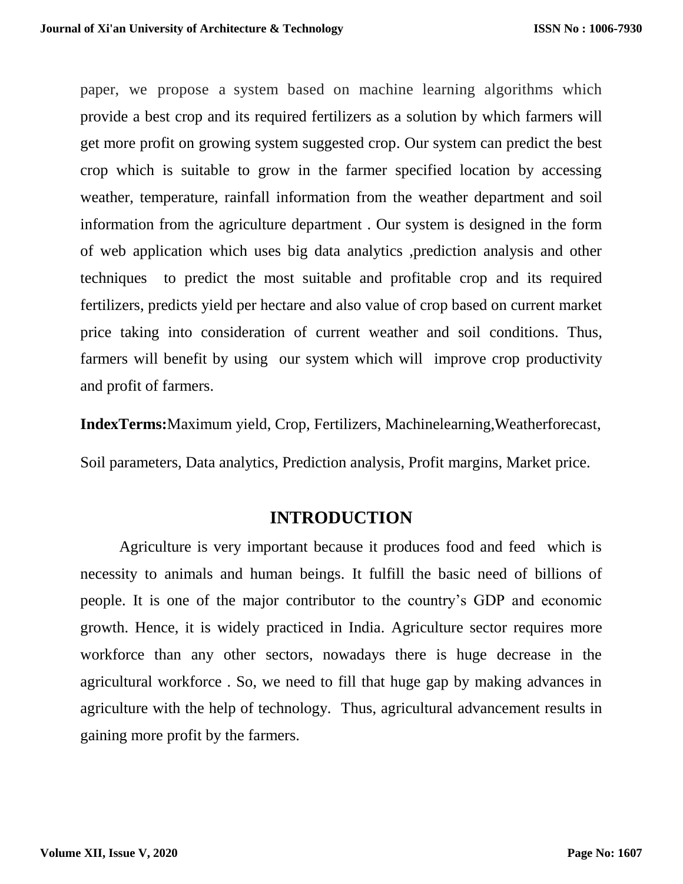paper, we propose a system based on machine learning algorithms which provide a best crop and its required fertilizers as a solution by which farmers will get more profit on growing system suggested crop. Our system can predict the best crop which is suitable to grow in the farmer specified location by accessing weather, temperature, rainfall information from the weather department and soil information from the agriculture department . Our system is designed in the form of web application which uses big data analytics ,prediction analysis and other techniques to predict the most suitable and profitable crop and its required fertilizers, predicts yield per hectare and also value of crop based on current market price taking into consideration of current weather and soil conditions. Thus, farmers will benefit by using our system which will improve crop productivity and profit of farmers.

**IndexTerms:**Maximum yield, Crop, Fertilizers, Machinelearning,Weatherforecast, Soil parameters, Data analytics, Prediction analysis, Profit margins, Market price.

## INTRODUCTION

Agriculture is very important because it produces food and feed which is necessity to animals and human beings. It fulfill the basic need of billions of people. It is one of the major contributor to the country's GDP and economic growth. Hence, it is widely practiced in India. Agriculture sector requires more workforce than any other sectors, nowadays there is huge decrease in the agricultural workforce . So, we need to fill that huge gap by making advances in agriculture with the help of technology. Thus, agricultural advancement results in gaining more profit by the farmers.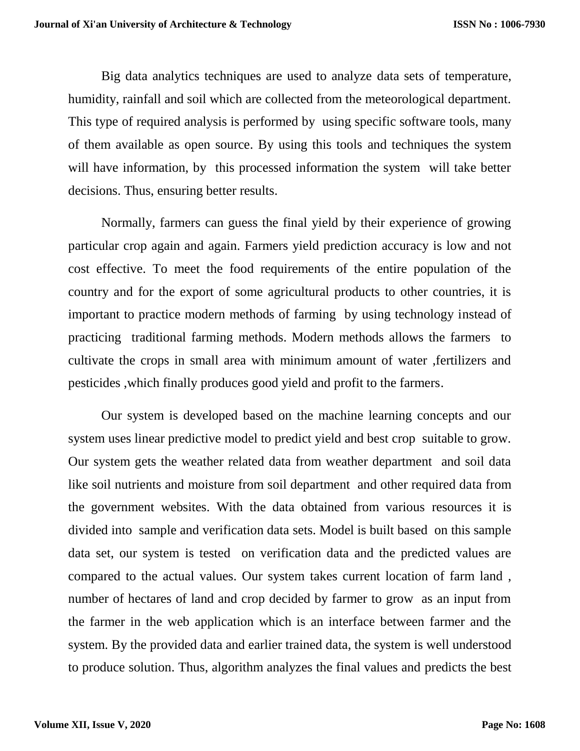Big data analytics techniques are used to analyze data sets of temperature, humidity, rainfall and soil which are collected from the meteorological department. This type of required analysis is performed by using specific software tools, many of them available as open source. By using this tools and techniques the system will have information, by this processed information the system will take better decisions. Thus, ensuring better results.

Normally, farmers can guess the final yield by their experience of growing particular crop again and again. Farmers yield prediction accuracy is low and not cost effective. To meet the food requirements of the entire population of the country and for the export of some agricultural products to other countries, it is important to practice modern methods of farming by using technology instead of practicing traditional farming methods. Modern methods allows the farmers to cultivate the crops in small area with minimum amount of water ,fertilizers and pesticides ,which finally produces good yield and profit to the farmers.

Our system is developed based on the machine learning concepts and our system uses linear predictive model to predict yield and best crop suitable to grow. Our system gets the weather related data from weather department and soil data like soil nutrients and moisture from soil department and other required data from the government websites. With the data obtained from various resources it is divided into sample and verification data sets. Model is built based on this sample data set, our system is tested on verification data and the predicted values are compared to the actual values. Our system takes current location of farm land , number of hectares of land and crop decided by farmer to grow as an input from the farmer in the web application which is an interface between farmer and the system. By the provided data and earlier trained data, the system is well understood to produce solution. Thus, algorithm analyzes the final values and predicts the best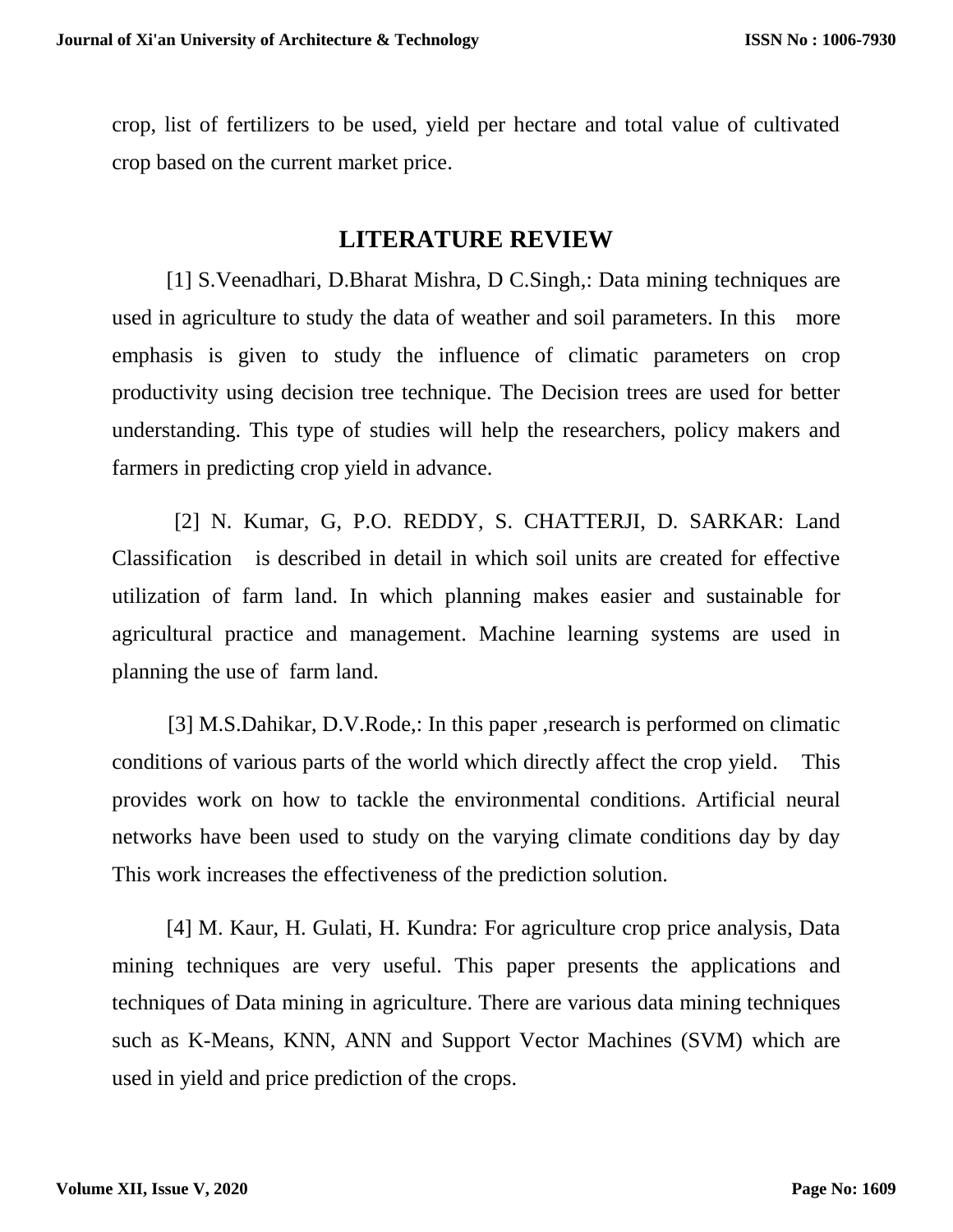crop, list of fertilizers to be used, yield per hectare and total value of cultivated crop based on the current market price.

## LITERATURE REVIEW

[1] S.Veenadhari, D.Bharat Mishra, D C.Singh,: Data mining techniques are used in agriculture to study the data of weather and soil parameters. In this more emphasis is given to study the influence of climatic parameters on crop productivity using decision tree technique. The Decision trees are used for better understanding. This type of studies will help the researchers, policy makers and farmers in predicting crop yield in advance.

[2] N. Kumar, G, P.O. REDDY, S. CHATTERJI, D. SARKAR: Land Classification is described in detail in which soil units are created for effective utilization of farm land. In which planning makes easier and sustainable for agricultural practice and management. Machine learning systems are used in planning the use of farm land.

[3] M.S.Dahikar, D.V.Rode,: In this paper ,research is performed on climatic conditions of various parts of the world which directly affect the crop yield. This provides work on how to tackle the environmental conditions. Artificial neural networks have been used to study on the varying climate conditions day by day This work increases the effectiveness of the prediction solution.

[4] M. Kaur, H. Gulati, H. Kundra: For agriculture crop price analysis, Data mining techniques are very useful. This paper presents the applications and techniques of Data mining in agriculture. There are various data mining techniques such as K-Means, KNN, ANN and Support Vector Machines (SVM) which are used in yield and price prediction of the crops.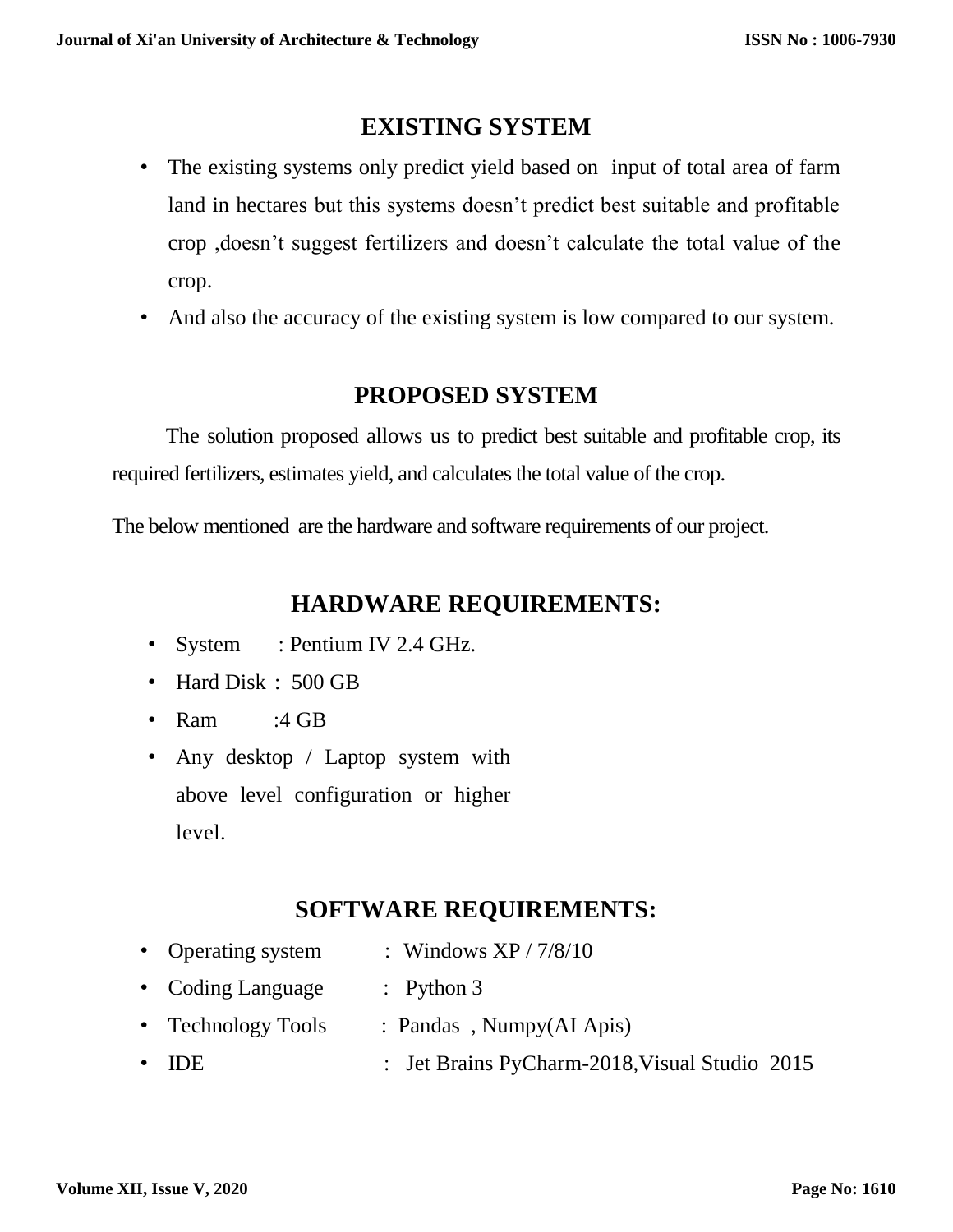## EXISTING SYSTEM

- The existing systems only predict yield based on input of total area of farm land in hectares but this systems doesn't predict best suitable and profitable crop ,doesn't suggest fertilizers and doesn't calculate the total value of the crop.
- And also the accuracy of the existing system is low compared to our system.

## PROPOSED SYSTEM

The solution proposed allows us to predict best suitable and profitable crop, its required fertilizers, estimates yield, and calculates the total value of the crop.

The below mentioned are the hardware and software requirements of our project.

## HARDWARE REQUIREMENTS:

- System : Pentium IV 2.4 GHz.
- Hard Disk : 500 GB
- Ram :4 GB
- Any desktop / Laptop system with above level configuration or higher level.

## SOFTWARE REQUIREMENTS:

- Operating system : Windows XP / 7/8/10
- Coding Language : Python 3
- Technology Tools : Pandas , Numpy(AI Apis)
- IDE : Jet Brains PyCharm-2018,Visual Studio 2015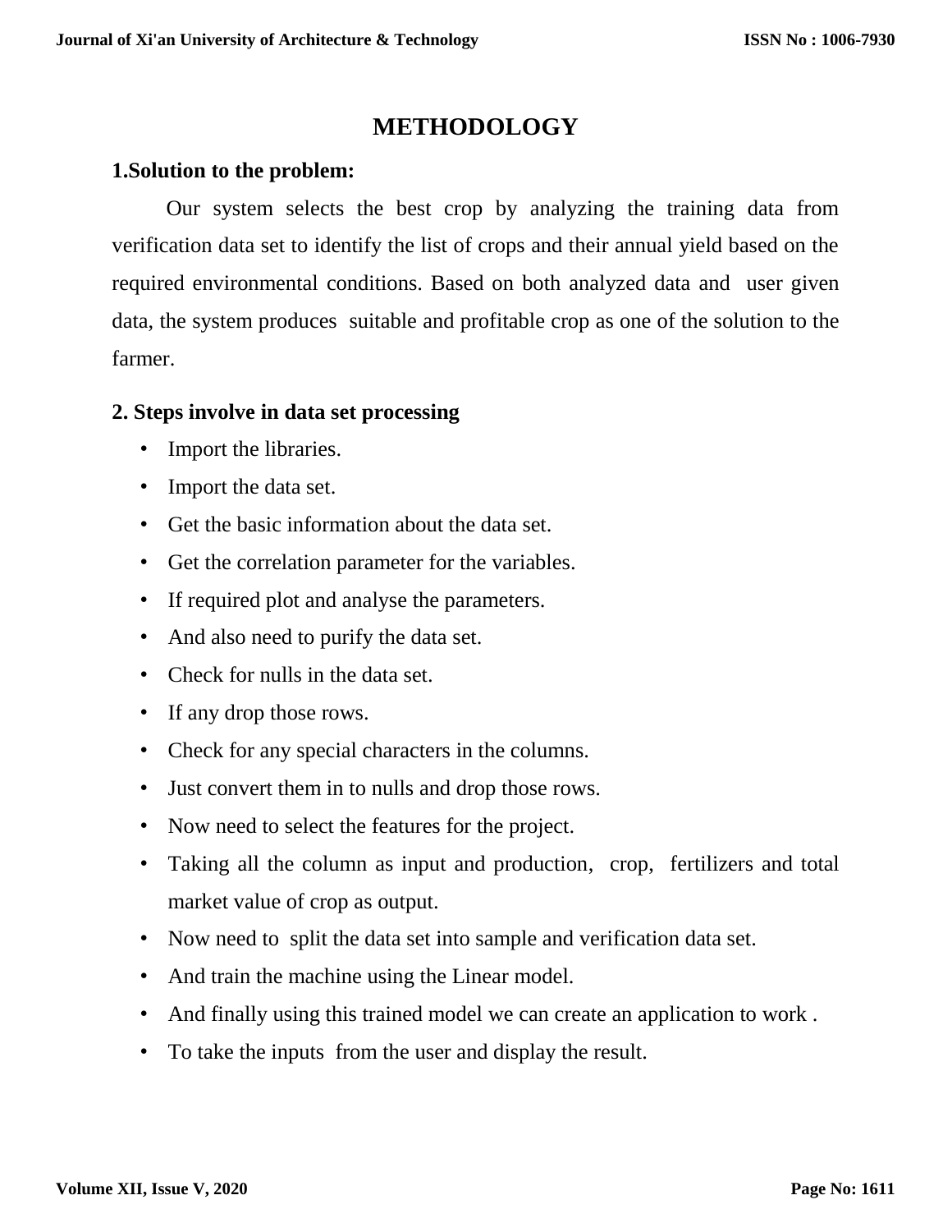# METHODOLOGY

## 1.Solution to the problem:

Our system selects the best crop by analyzing the training data from verification data set to identify the list of crops and their annual yield based on the required environmental conditions. Based on both analyzed data and user given data, the system produces suitable and profitable crop as one of the solution to the farmer.

## 2. Steps involve in data set processing

- Import the libraries.
- Import the data set.
- Get the basic information about the data set.
- Get the correlation parameter for the variables.
- If required plot and analyse the parameters.
- And also need to purify the data set.
- Check for nulls in the data set.
- If any drop those rows.
- Check for any special characters in the columns.
- Just convert them in to nulls and drop those rows.
- Now need to select the features for the project.
- Taking all the column as input and production, crop, fertilizers and total market value of crop as output.
- Now need to split the data set into sample and verification data set.
- And train the machine using the Linear model.
- And finally using this trained model we can create an application to work .
- To take the inputs from the user and display the result.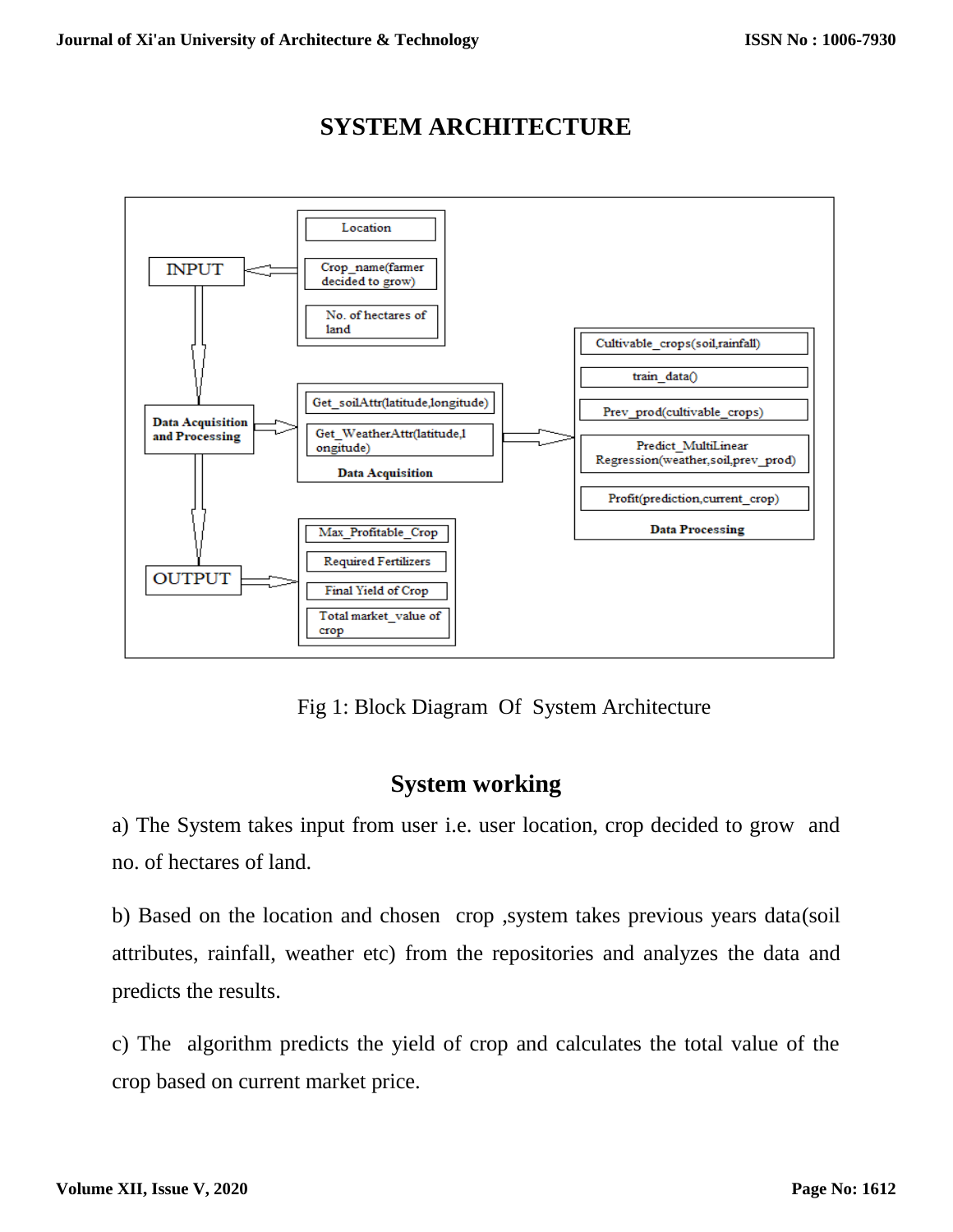## SYSTEM ARCHITECTURE

Fig 1: Block Diagram Of System Architecture

## System working

a) The System takes input from user i.e. user location, crop decided to grow and no. of hectares of land.

b) Based on the location and chosen crop ,system takes previous years data(soil attributes, rainfall, weather etc) from the repositories and analyzes the data and predicts the results.

c) The algorithm predicts the yield of crop and calculates the total value of the crop based on current market price.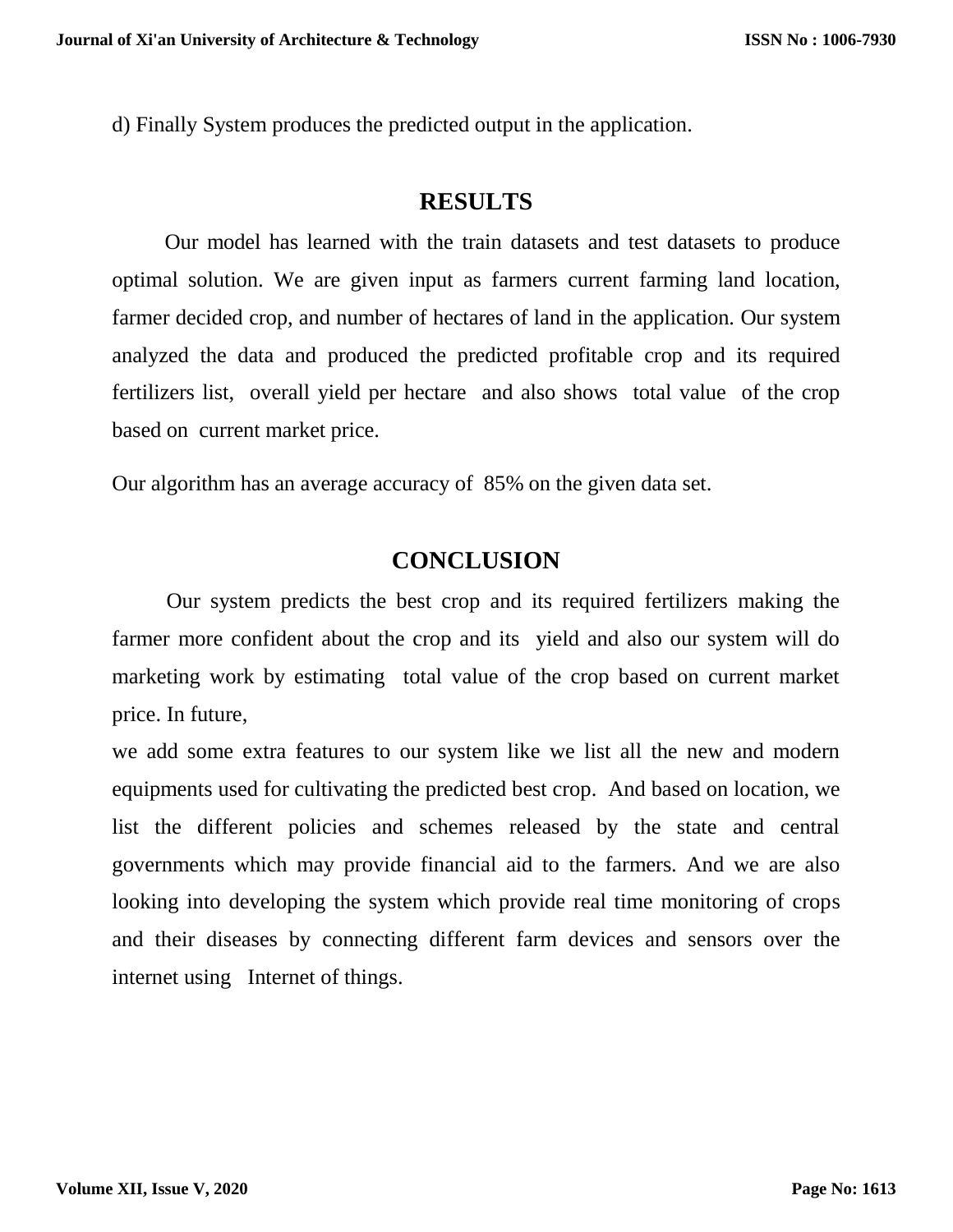d) Finally System produces the predicted output in the application.

## RESULTS

Our model has learned with the train datasets and test datasets to produce optimal solution. We are given input as farmers current farming land location, farmer decided crop, and number of hectares of land in the application. Our system analyzed the data and produced the predicted profitable crop and its required fertilizers list, overall yield per hectare and also shows total value of the crop based on current market price.

Our algorithm has an average accuracy of 85% on the given data set.

## CONCLUSION

Our system predicts the best crop and its required fertilizers making the farmer more confident about the crop and its yield and also our system will do marketing work by estimating total value of the crop based on current market price. In future,

we add some extra features to our system like we list all the new and modern equipments used for cultivating the predicted best crop. And based on location, we list the different policies and schemes released by the state and central governments which may provide financial aid to the farmers. And we are also looking into developing the system which provide real time monitoring of crops and their diseases by connecting different farm devices and sensors over the internet using Internet of things.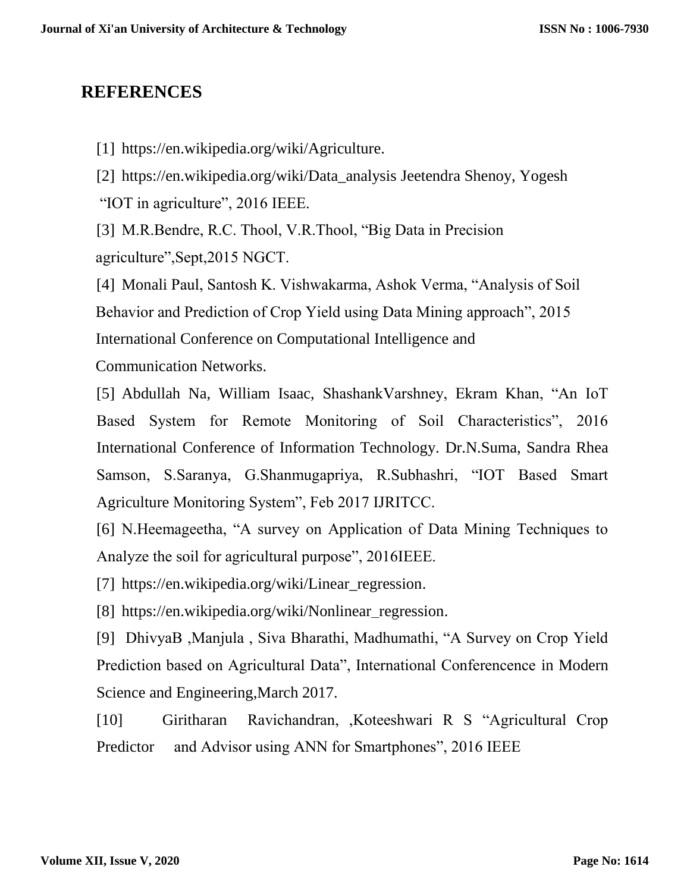## REFERENCES

[1] https://en.wikipedia.org/wiki/Agriculture.

[2] https://en.wikipedia.org/wiki/Data_analysis Jeetendra Shenoy, Yogesh "IOT in agriculture", 2016 IEEE.

[3] M.R.Bendre, R.C. Thool, V.R.Thool, "Big Data in Precision agriculture",Sept,2015 NGCT.

[4] Monali Paul, Santosh K. Vishwakarma, Ashok Verma, "Analysis of Soil Behavior and Prediction of Crop Yield using Data Mining approach", 2015 International Conference on Computational Intelligence and Communication Networks.

[5] Abdullah Na, William Isaac, ShashankVarshney, Ekram Khan, "An IoT Based System for Remote Monitoring of Soil Characteristics", 2016 International Conference of Information Technology. Dr.N.Suma, Sandra Rhea Samson, S.Saranya, G.Shanmugapriya, R.Subhashri, "IOT Based Smart Agriculture Monitoring System", Feb 2017 IJRITCC.

[6] N.Heemageetha, "A survey on Application of Data Mining Techniques to Analyze the soil for agricultural purpose", 2016IEEE.

[7] https://en.wikipedia.org/wiki/Linear_regression.

[8] https://en.wikipedia.org/wiki/Nonlinear_regression.

[9] DhivyaB ,Manjula , Siva Bharathi, Madhumathi, "A Survey on Crop Yield Prediction based on Agricultural Data", International Conferencence in Modern Science and Engineering,March 2017.

[10] Giritharan Ravichandran, ,Koteeshwari R S "Agricultural Crop Predictor and Advisor using ANN for Smartphones", 2016 IEEE